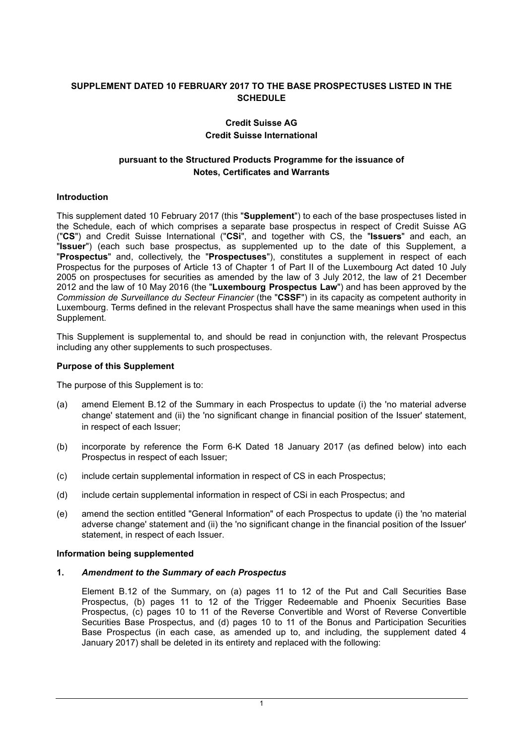**SUPPLEMENT DATED 10 FEBRUARY 2017 TO THE BASE PROSPECTUSES LISTED IN THE SCHEDULE**

**Credit Suisse AG**
**Credit Suisse International**

**pursuant to the Structured Products Programme for the issuance of Notes, Certificates and Warrants**

**Introduction**

This supplement dated 10 February 2017 (this "**Supplement**") to each of the base prospectuses listed in the Schedule, each of which comprises a separate base prospectus in respect of Credit Suisse AG ("**CS**") and Credit Suisse International ("**CSi**", and together with CS, the "**Issuers**" and each, an "**Issuer**") (each such base prospectus, as supplemented up to the date of this Supplement, a "**Prospectus**" and, collectively, the "**Prospectuses**"), constitutes a supplement in respect of each Prospectus for the purposes of Article 13 of Chapter 1 of Part II of the Luxembourg Act dated 10 July 2005 on prospectuses for securities as amended by the law of 3 July 2012, the law of 21 December 2012 and the law of 10 May 2016 (the "**Luxembourg Prospectus Law**") and has been approved by the *Commission de Surveillance du Secteur Financier* (the "**CSSF**") in its capacity as competent authority in Luxembourg. Terms defined in the relevant Prospectus shall have the same meanings when used in this Supplement.

This Supplement is supplemental to, and should be read in conjunction with, the relevant Prospectus including any other supplements to such prospectuses.

**Purpose of this Supplement**

The purpose of this Supplement is to:

(a) amend Element B.12 of the Summary in each Prospectus to update (i) the 'no material adverse change' statement and (ii) the 'no significant change in financial position of the Issuer' statement, in respect of each Issuer;

(b) incorporate by reference the Form 6-K Dated 18 January 2017 (as defined below) into each Prospectus in respect of each Issuer;

(c) include certain supplemental information in respect of CS in each Prospectus;

(d) include certain supplemental information in respect of CSi in each Prospectus; and

(e) amend the section entitled "General Information" of each Prospectus to update (i) the 'no material adverse change' statement and (ii) the 'no significant change in the financial position of the Issuer' statement, in respect of each Issuer.

**Information being supplemented**

**1.** ***Amendment to the Summary of each Prospectus***

Element B.12 of the Summary, on (a) pages 11 to 12 of the Put and Call Securities Base Prospectus, (b) pages 11 to 12 of the Trigger Redeemable and Phoenix Securities Base Prospectus, (c) pages 10 to 11 of the Reverse Convertible and Worst of Reverse Convertible Securities Base Prospectus, and (d) pages 10 to 11 of the Bonus and Participation Securities Base Prospectus (in each case, as amended up to, and including, the supplement dated 4 January 2017) shall be deleted in its entirety and replaced with the following: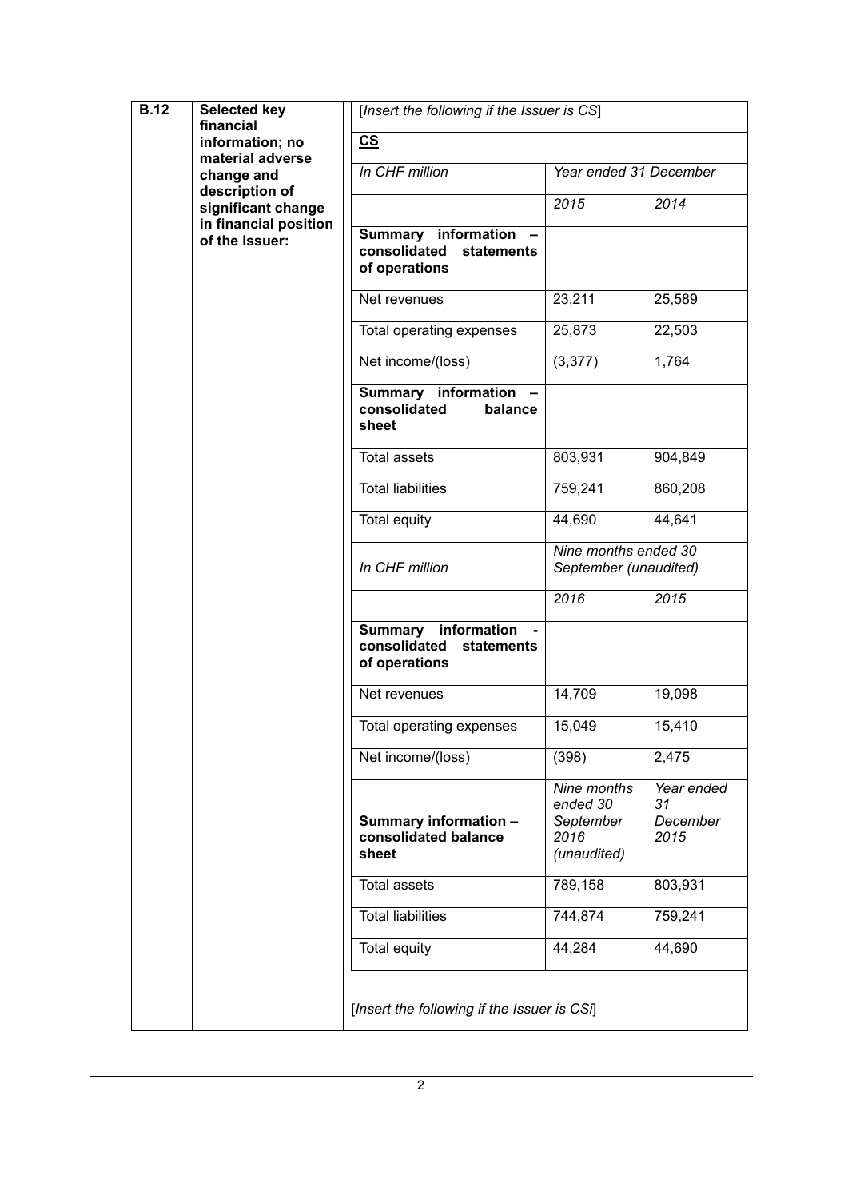| **B.12** | **Selected key financial information; no material adverse change and description of significant change in financial position of the Issuer:** | *[Insert the following if the Issuer is CS]* | | |
|---|---|---|---|---|
| | | **CS** | | |
| | | *In CHF million* | *Year ended 31 December* | |
| | | | *2015* | *2014* |
| | | **Summary information – consolidated statements of operations** | | |
| | | Net revenues | 23,211 | 25,589 |
| | | Total operating expenses | 25,873 | 22,503 |
| | | Net income/(loss) | (3,377) | 1,764 |
| | | **Summary information – consolidated balance sheet** | | |
| | | Total assets | 803,931 | 904,849 |
| | | Total liabilities | 759,241 | 860,208 |
| | | Total equity | 44,690 | 44,641 |
| | | *In CHF million* | *Nine months ended 30 September (unaudited)* | |
| | | | *2016* | *2015* |
| | | **Summary information - consolidated statements of operations** | | |
| | | Net revenues | 14,709 | 19,098 |
| | | Total operating expenses | 15,049 | 15,410 |
| | | Net income/(loss) | (398) | 2,475 |
| | | **Summary information – consolidated balance sheet** | *Nine months ended 30 September 2016 (unaudited)* | *Year ended 31 December 2015* |
| | | Total assets | 789,158 | 803,931 |
| | | Total liabilities | 744,874 | 759,241 |
| | | Total equity | 44,284 | 44,690 |
| | | *[Insert the following if the Issuer is CSi]* | | |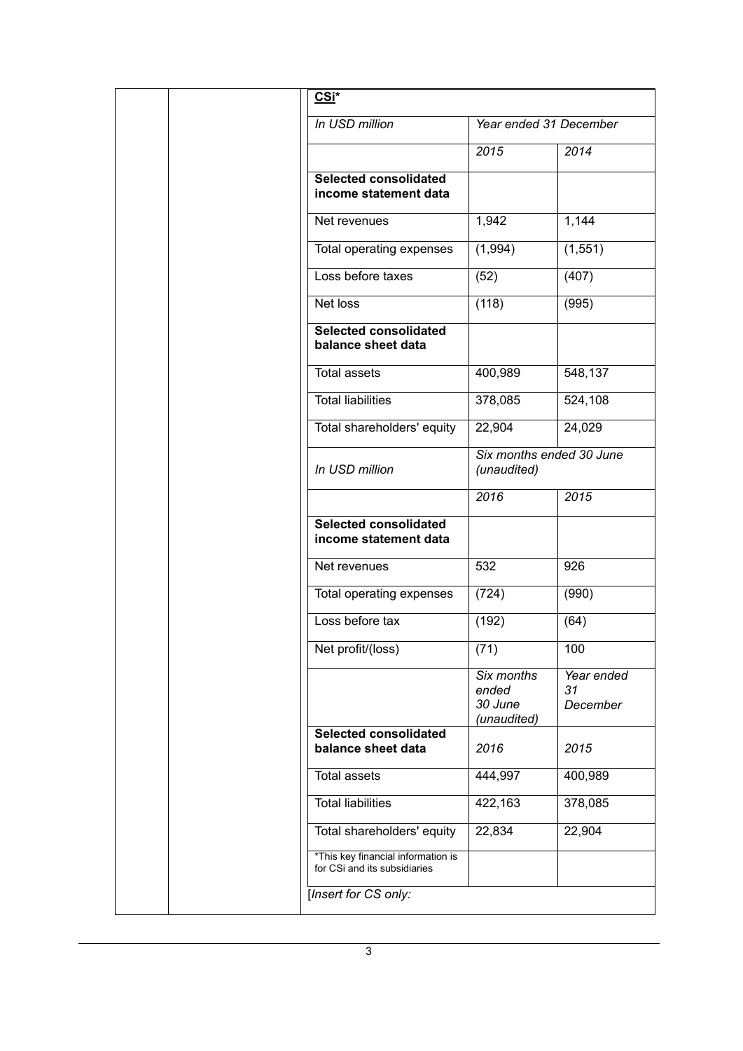**CSi***

| *In USD million* | *Year ended 31 December* | |
|---|---|---|
| | *2015* | *2014* |
| **Selected consolidated income statement data** | | |
| Net revenues | 1,942 | 1,144 |
| Total operating expenses | (1,994) | (1,551) |
| Loss before taxes | (52) | (407) |
| Net loss | (118) | (995) |
| **Selected consolidated balance sheet data** | | |
| Total assets | 400,989 | 548,137 |
| Total liabilities | 378,085 | 524,108 |
| Total shareholders' equity | 22,904 | 24,029 |
| *In USD million* | *Six months ended 30 June (unaudited)* | |
| | *2016* | *2015* |
| **Selected consolidated income statement data** | | |
| Net revenues | 532 | 926 |
| Total operating expenses | (724) | (990) |
| Loss before tax | (192) | (64) |
| Net profit/(loss) | (71) | 100 |
| | *Six months ended 30 June (unaudited)* | *Year ended 31 December* |
| **Selected consolidated balance sheet data** | *2016* | *2015* |
| Total assets | 444,997 | 400,989 |
| Total liabilities | 422,163 | 378,085 |
| Total shareholders' equity | 22,834 | 22,904 |
| *This key financial information is for CSi and its subsidiaries | | |

[*Insert for CS only:*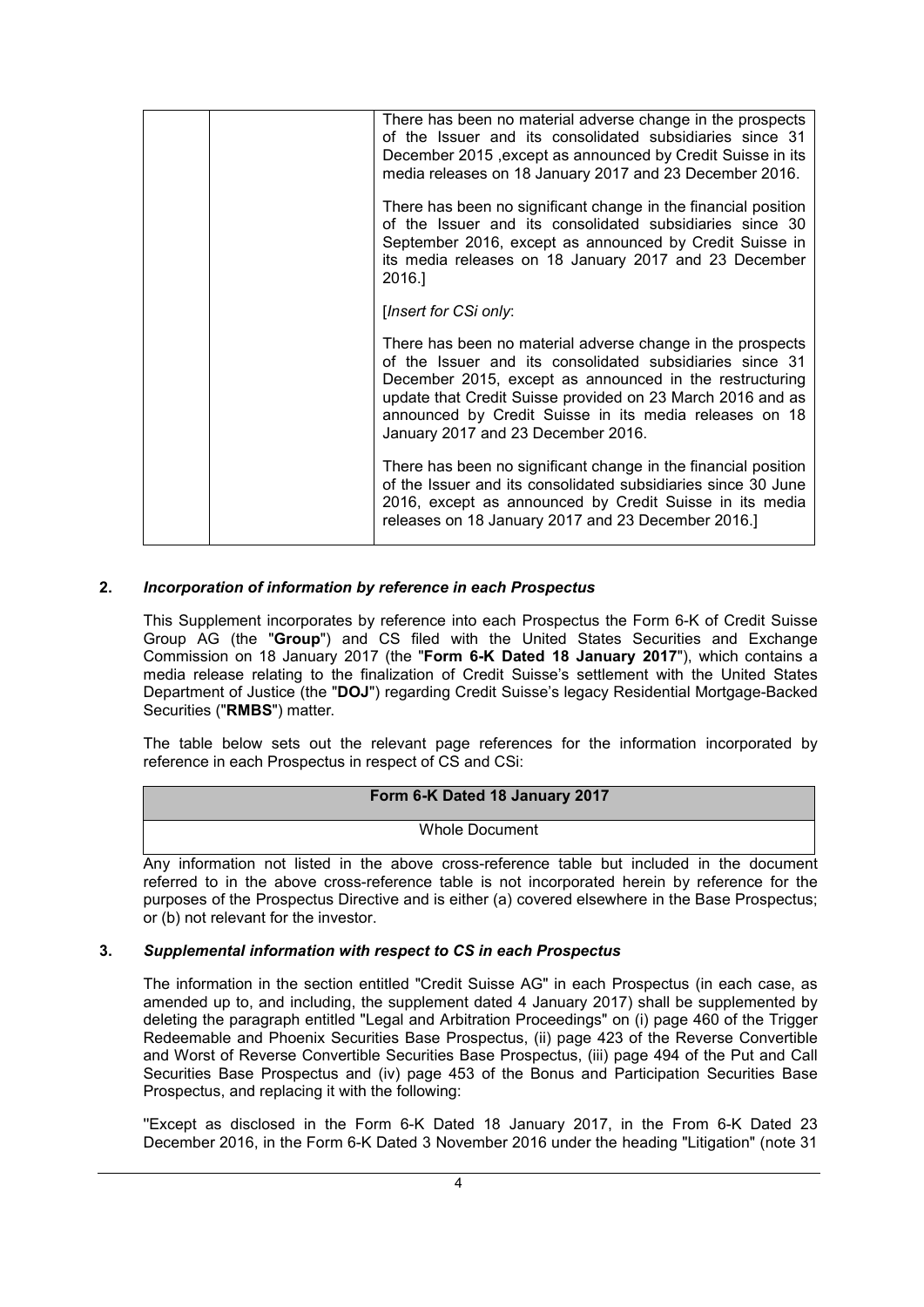| | | There has been no material adverse change in the prospects of the Issuer and its consolidated subsidiaries since 31 December 2015 ,except as announced by Credit Suisse in its media releases on 18 January 2017 and 23 December 2016.<br><br>There has been no significant change in the financial position of the Issuer and its consolidated subsidiaries since 30 September 2016, except as announced by Credit Suisse in its media releases on 18 January 2017 and 23 December 2016.]<br><br>[*Insert for CSi only*:<br><br>There has been no material adverse change in the prospects of the Issuer and its consolidated subsidiaries since 31 December 2015, except as announced in the restructuring update that Credit Suisse provided on 23 March 2016 and as announced by Credit Suisse in its media releases on 18 January 2017 and 23 December 2016.<br><br>There has been no significant change in the financial position of the Issuer and its consolidated subsidiaries since 30 June 2016, except as announced by Credit Suisse in its media releases on 18 January 2017 and 23 December 2016.] |
|---|---|---|

## 2. *Incorporation of information by reference in each Prospectus*

This Supplement incorporates by reference into each Prospectus the Form 6-K of Credit Suisse Group AG (the "**Group**") and CS filed with the United States Securities and Exchange Commission on 18 January 2017 (the "**Form 6-K Dated 18 January 2017**"), which contains a media release relating to the finalization of Credit Suisse's settlement with the United States Department of Justice (the "**DOJ**") regarding Credit Suisse's legacy Residential Mortgage-Backed Securities ("**RMBS**") matter.

The table below sets out the relevant page references for the information incorporated by reference in each Prospectus in respect of CS and CSi:

| **Form 6-K Dated 18 January 2017** |
|---|
| Whole Document |

Any information not listed in the above cross-reference table but included in the document referred to in the above cross-reference table is not incorporated herein by reference for the purposes of the Prospectus Directive and is either (a) covered elsewhere in the Base Prospectus; or (b) not relevant for the investor.

## 3. *Supplemental information with respect to CS in each Prospectus*

The information in the section entitled "Credit Suisse AG" in each Prospectus (in each case, as amended up to, and including, the supplement dated 4 January 2017) shall be supplemented by deleting the paragraph entitled "Legal and Arbitration Proceedings" on (i) page 460 of the Trigger Redeemable and Phoenix Securities Base Prospectus, (ii) page 423 of the Reverse Convertible and Worst of Reverse Convertible Securities Base Prospectus, (iii) page 494 of the Put and Call Securities Base Prospectus and (iv) page 453 of the Bonus and Participation Securities Base Prospectus, and replacing it with the following:

"Except as disclosed in the Form 6-K Dated 18 January 2017, in the From 6-K Dated 23 December 2016, in the Form 6-K Dated 3 November 2016 under the heading "Litigation" (note 31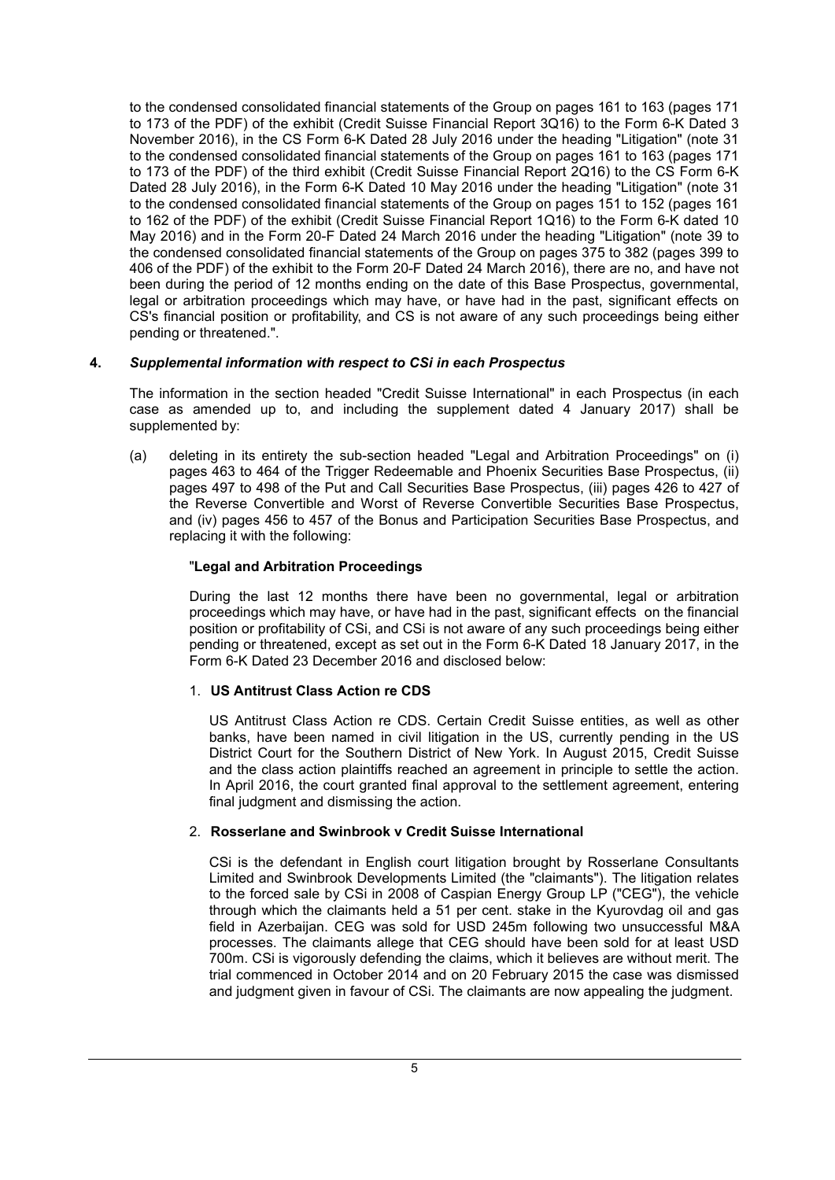to the condensed consolidated financial statements of the Group on pages 161 to 163 (pages 171 to 173 of the PDF) of the exhibit (Credit Suisse Financial Report 3Q16) to the Form 6-K Dated 3 November 2016), in the CS Form 6-K Dated 28 July 2016 under the heading "Litigation" (note 31 to the condensed consolidated financial statements of the Group on pages 161 to 163 (pages 171 to 173 of the PDF) of the third exhibit (Credit Suisse Financial Report 2Q16) to the CS Form 6-K Dated 28 July 2016), in the Form 6-K Dated 10 May 2016 under the heading "Litigation" (note 31 to the condensed consolidated financial statements of the Group on pages 151 to 152 (pages 161 to 162 of the PDF) of the exhibit (Credit Suisse Financial Report 1Q16) to the Form 6-K dated 10 May 2016) and in the Form 20-F Dated 24 March 2016 under the heading "Litigation" (note 39 to the condensed consolidated financial statements of the Group on pages 375 to 382 (pages 399 to 406 of the PDF) of the exhibit to the Form 20-F Dated 24 March 2016), there are no, and have not been during the period of 12 months ending on the date of this Base Prospectus, governmental, legal or arbitration proceedings which may have, or have had in the past, significant effects on CS's financial position or profitability, and CS is not aware of any such proceedings being either pending or threatened.".

## 4. *Supplemental information with respect to CSi in each Prospectus*

The information in the section headed "Credit Suisse International" in each Prospectus (in each case as amended up to, and including the supplement dated 4 January 2017) shall be supplemented by:

(a) deleting in its entirety the sub-section headed "Legal and Arbitration Proceedings" on (i) pages 463 to 464 of the Trigger Redeemable and Phoenix Securities Base Prospectus, (ii) pages 497 to 498 of the Put and Call Securities Base Prospectus, (iii) pages 426 to 427 of the Reverse Convertible and Worst of Reverse Convertible Securities Base Prospectus, and (iv) pages 456 to 457 of the Bonus and Participation Securities Base Prospectus, and replacing it with the following:

"**Legal and Arbitration Proceedings**

During the last 12 months there have been no governmental, legal or arbitration proceedings which may have, or have had in the past, significant effects on the financial position or profitability of CSi, and CSi is not aware of any such proceedings being either pending or threatened, except as set out in the Form 6-K Dated 18 January 2017, in the Form 6-K Dated 23 December 2016 and disclosed below:

1. **US Antitrust Class Action re CDS**

US Antitrust Class Action re CDS. Certain Credit Suisse entities, as well as other banks, have been named in civil litigation in the US, currently pending in the US District Court for the Southern District of New York. In August 2015, Credit Suisse and the class action plaintiffs reached an agreement in principle to settle the action. In April 2016, the court granted final approval to the settlement agreement, entering final judgment and dismissing the action.

2. **Rosserlane and Swinbrook v Credit Suisse International**

CSi is the defendant in English court litigation brought by Rosserlane Consultants Limited and Swinbrook Developments Limited (the "claimants"). The litigation relates to the forced sale by CSi in 2008 of Caspian Energy Group LP ("CEG"), the vehicle through which the claimants held a 51 per cent. stake in the Kyurovdag oil and gas field in Azerbaijan. CEG was sold for USD 245m following two unsuccessful M&A processes. The claimants allege that CEG should have been sold for at least USD 700m. CSi is vigorously defending the claims, which it believes are without merit. The trial commenced in October 2014 and on 20 February 2015 the case was dismissed and judgment given in favour of CSi. The claimants are now appealing the judgment.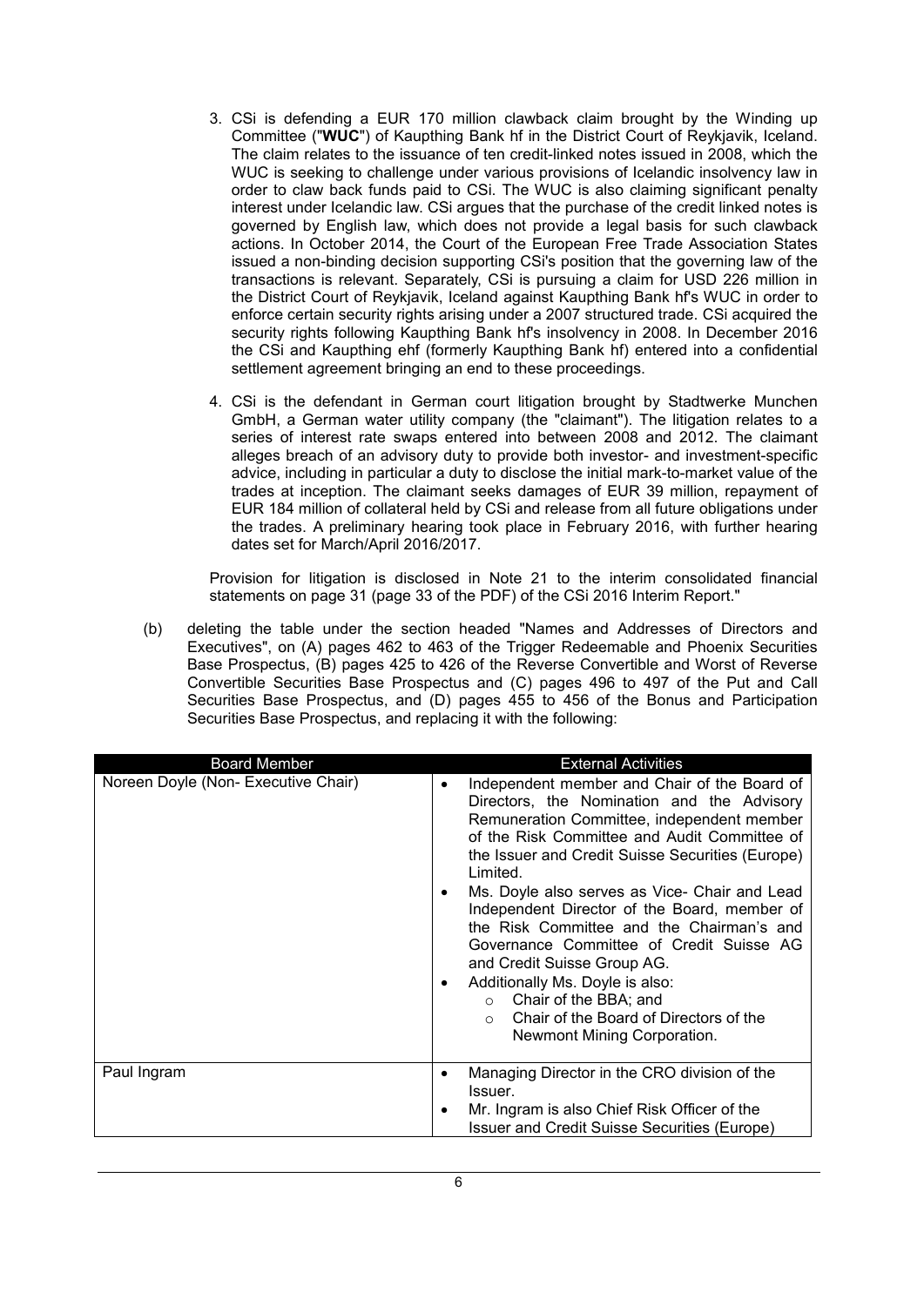3. CSi is defending a EUR 170 million clawback claim brought by the Winding up Committee ("**WUC**") of Kaupthing Bank hf in the District Court of Reykjavik, Iceland. The claim relates to the issuance of ten credit-linked notes issued in 2008, which the WUC is seeking to challenge under various provisions of Icelandic insolvency law in order to claw back funds paid to CSi. The WUC is also claiming significant penalty interest under Icelandic law. CSi argues that the purchase of the credit linked notes is governed by English law, which does not provide a legal basis for such clawback actions. In October 2014, the Court of the European Free Trade Association States issued a non-binding decision supporting CSi's position that the governing law of the transactions is relevant. Separately, CSi is pursuing a claim for USD 226 million in the District Court of Reykjavik, Iceland against Kaupthing Bank hf's WUC in order to enforce certain security rights arising under a 2007 structured trade. CSi acquired the security rights following Kaupthing Bank hf's insolvency in 2008. In December 2016 the CSi and Kaupthing ehf (formerly Kaupthing Bank hf) entered into a confidential settlement agreement bringing an end to these proceedings.

4. CSi is the defendant in German court litigation brought by Stadtwerke Munchen GmbH, a German water utility company (the "claimant"). The litigation relates to a series of interest rate swaps entered into between 2008 and 2012. The claimant alleges breach of an advisory duty to provide both investor- and investment-specific advice, including in particular a duty to disclose the initial mark-to-market value of the trades at inception. The claimant seeks damages of EUR 39 million, repayment of EUR 184 million of collateral held by CSi and release from all future obligations under the trades. A preliminary hearing took place in February 2016, with further hearing dates set for March/April 2016/2017.

Provision for litigation is disclosed in Note 21 to the interim consolidated financial statements on page 31 (page 33 of the PDF) of the CSi 2016 Interim Report."

(b) deleting the table under the section headed "Names and Addresses of Directors and Executives", on (A) pages 462 to 463 of the Trigger Redeemable and Phoenix Securities Base Prospectus, (B) pages 425 to 426 of the Reverse Convertible and Worst of Reverse Convertible Securities Base Prospectus and (C) pages 496 to 497 of the Put and Call Securities Base Prospectus, and (D) pages 455 to 456 of the Bonus and Participation Securities Base Prospectus, and replacing it with the following:

| Board Member | External Activities |
|---|---|
| Noreen Doyle (Non- Executive Chair) | • Independent member and Chair of the Board of Directors, the Nomination and the Advisory Remuneration Committee, independent member of the Risk Committee and Audit Committee of the Issuer and Credit Suisse Securities (Europe) Limited.<br>• Ms. Doyle also serves as Vice- Chair and Lead Independent Director of the Board, member of the Risk Committee and the Chairman's and Governance Committee of Credit Suisse AG and Credit Suisse Group AG.<br>• Additionally Ms. Doyle is also:<br>&nbsp;&nbsp;○ Chair of the BBA; and<br>&nbsp;&nbsp;○ Chair of the Board of Directors of the Newmont Mining Corporation. |
| Paul Ingram | • Managing Director in the CRO division of the Issuer.<br>• Mr. Ingram is also Chief Risk Officer of the Issuer and Credit Suisse Securities (Europe) |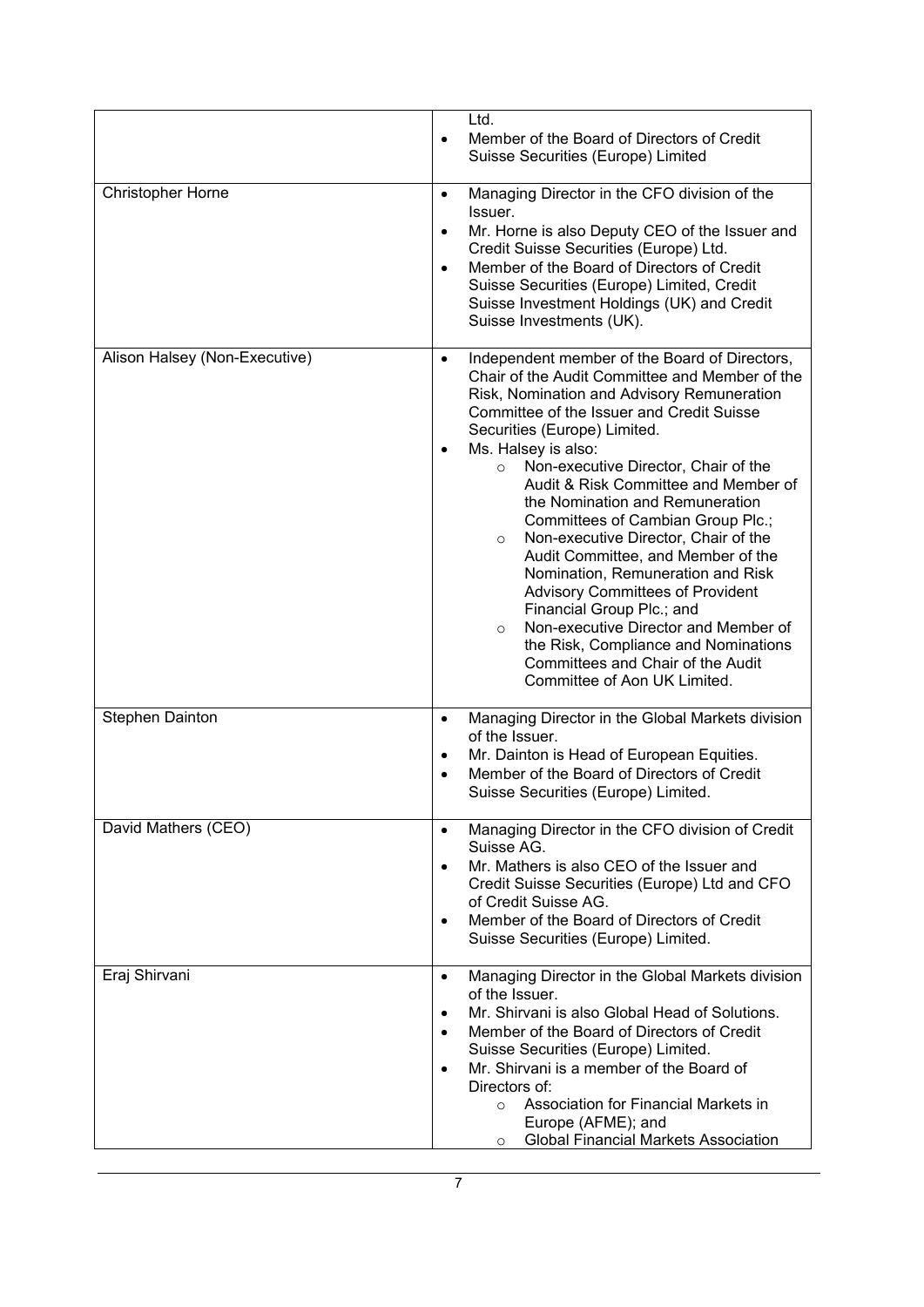| | |
|---|---|
| | Ltd.<br>• Member of the Board of Directors of Credit Suisse Securities (Europe) Limited |
| Christopher Horne | • Managing Director in the CFO division of the Issuer.<br>• Mr. Horne is also Deputy CEO of the Issuer and Credit Suisse Securities (Europe) Ltd.<br>• Member of the Board of Directors of Credit Suisse Securities (Europe) Limited, Credit Suisse Investment Holdings (UK) and Credit Suisse Investments (UK). |
| Alison Halsey (Non-Executive) | • Independent member of the Board of Directors, Chair of the Audit Committee and Member of the Risk, Nomination and Advisory Remuneration Committee of the Issuer and Credit Suisse Securities (Europe) Limited.<br>• Ms. Halsey is also:<br>  ○ Non-executive Director, Chair of the Audit & Risk Committee and Member of the Nomination and Remuneration Committees of Cambian Group Plc.;<br>  ○ Non-executive Director, Chair of the Audit Committee, and Member of the Nomination, Remuneration and Risk Advisory Committees of Provident Financial Group Plc.; and<br>  ○ Non-executive Director and Member of the Risk, Compliance and Nominations Committees and Chair of the Audit Committee of Aon UK Limited. |
| Stephen Dainton | • Managing Director in the Global Markets division of the Issuer.<br>• Mr. Dainton is Head of European Equities.<br>• Member of the Board of Directors of Credit Suisse Securities (Europe) Limited. |
| David Mathers (CEO) | • Managing Director in the CFO division of Credit Suisse AG.<br>• Mr. Mathers is also CEO of the Issuer and Credit Suisse Securities (Europe) Ltd and CFO of Credit Suisse AG.<br>• Member of the Board of Directors of Credit Suisse Securities (Europe) Limited. |
| Eraj Shirvani | • Managing Director in the Global Markets division of the Issuer.<br>• Mr. Shirvani is also Global Head of Solutions.<br>• Member of the Board of Directors of Credit Suisse Securities (Europe) Limited.<br>• Mr. Shirvani is a member of the Board of Directors of:<br>  ○ Association for Financial Markets in Europe (AFME); and<br>  ○ Global Financial Markets Association |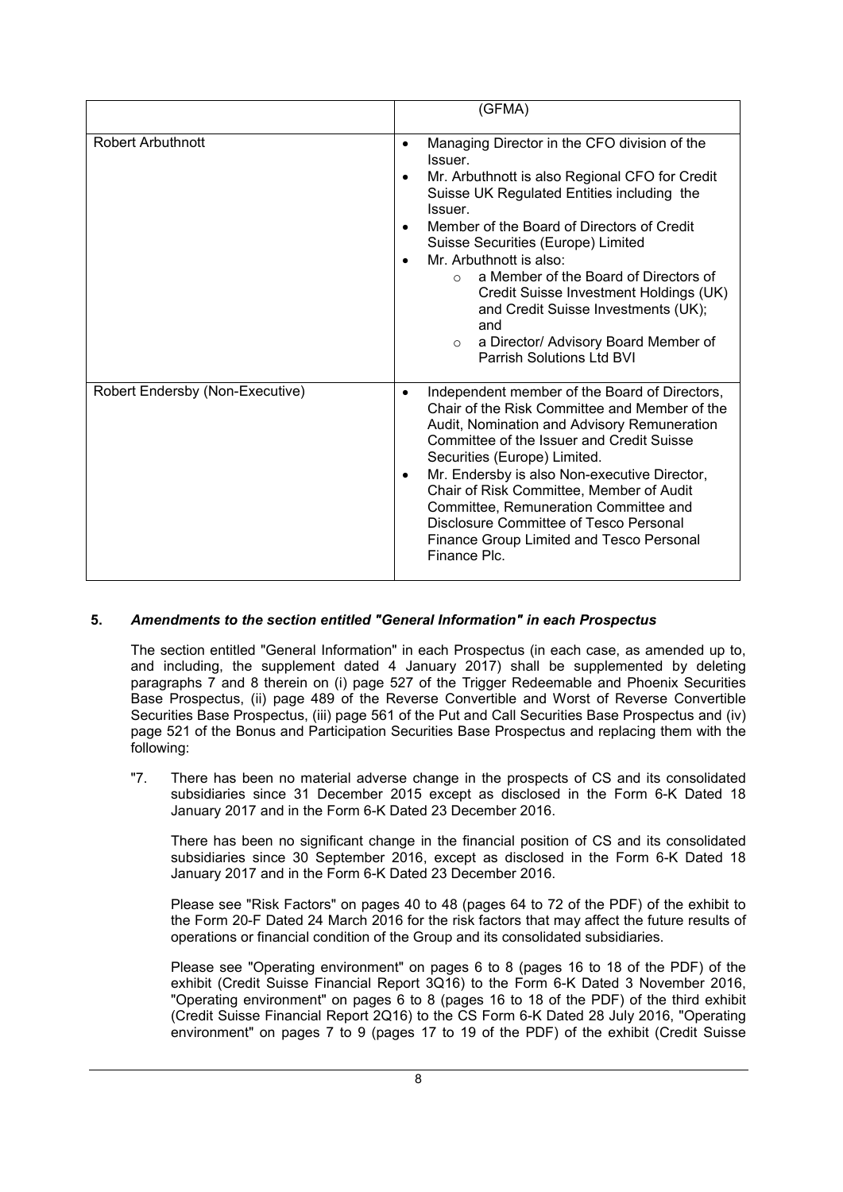| | (GFMA) |
|---|---|
| Robert Arbuthnott | • Managing Director in the CFO division of the Issuer.<br>• Mr. Arbuthnott is also Regional CFO for Credit Suisse UK Regulated Entities including the Issuer.<br>• Member of the Board of Directors of Credit Suisse Securities (Europe) Limited<br>• Mr. Arbuthnott is also:<br>  ○ a Member of the Board of Directors of Credit Suisse Investment Holdings (UK) and Credit Suisse Investments (UK); and<br>  ○ a Director/ Advisory Board Member of Parrish Solutions Ltd BVI |
| Robert Endersby (Non-Executive) | • Independent member of the Board of Directors, Chair of the Risk Committee and Member of the Audit, Nomination and Advisory Remuneration Committee of the Issuer and Credit Suisse Securities (Europe) Limited.<br>• Mr. Endersby is also Non-executive Director, Chair of Risk Committee, Member of Audit Committee, Remuneration Committee and Disclosure Committee of Tesco Personal Finance Group Limited and Tesco Personal Finance Plc. |

**5.** ***Amendments to the section entitled "General Information" in each Prospectus***

The section entitled "General Information" in each Prospectus (in each case, as amended up to, and including, the supplement dated 4 January 2017) shall be supplemented by deleting paragraphs 7 and 8 therein on (i) page 527 of the Trigger Redeemable and Phoenix Securities Base Prospectus, (ii) page 489 of the Reverse Convertible and Worst of Reverse Convertible Securities Base Prospectus, (iii) page 561 of the Put and Call Securities Base Prospectus and (iv) page 521 of the Bonus and Participation Securities Base Prospectus and replacing them with the following:

"7. There has been no material adverse change in the prospects of CS and its consolidated subsidiaries since 31 December 2015 except as disclosed in the Form 6-K Dated 18 January 2017 and in the Form 6-K Dated 23 December 2016.

There has been no significant change in the financial position of CS and its consolidated subsidiaries since 30 September 2016, except as disclosed in the Form 6-K Dated 18 January 2017 and in the Form 6-K Dated 23 December 2016.

Please see "Risk Factors" on pages 40 to 48 (pages 64 to 72 of the PDF) of the exhibit to the Form 20-F Dated 24 March 2016 for the risk factors that may affect the future results of operations or financial condition of the Group and its consolidated subsidiaries.

Please see "Operating environment" on pages 6 to 8 (pages 16 to 18 of the PDF) of the exhibit (Credit Suisse Financial Report 3Q16) to the Form 6-K Dated 3 November 2016, "Operating environment" on pages 6 to 8 (pages 16 to 18 of the PDF) of the third exhibit (Credit Suisse Financial Report 2Q16) to the CS Form 6-K Dated 28 July 2016, "Operating environment" on pages 7 to 9 (pages 17 to 19 of the PDF) of the exhibit (Credit Suisse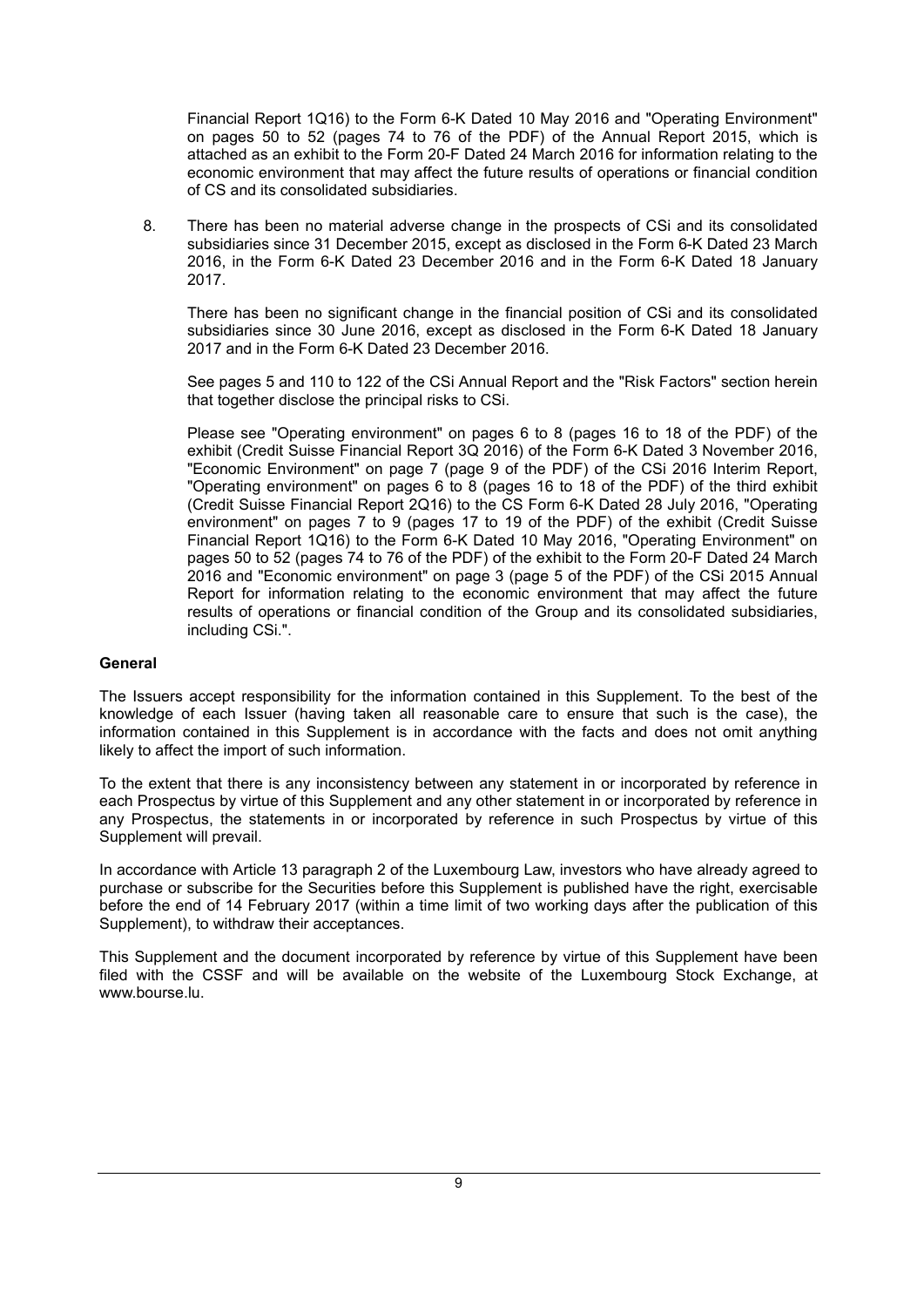Financial Report 1Q16) to the Form 6-K Dated 10 May 2016 and "Operating Environment" on pages 50 to 52 (pages 74 to 76 of the PDF) of the Annual Report 2015, which is attached as an exhibit to the Form 20-F Dated 24 March 2016 for information relating to the economic environment that may affect the future results of operations or financial condition of CS and its consolidated subsidiaries.

8. There has been no material adverse change in the prospects of CSi and its consolidated subsidiaries since 31 December 2015, except as disclosed in the Form 6-K Dated 23 March 2016, in the Form 6-K Dated 23 December 2016 and in the Form 6-K Dated 18 January 2017.

   There has been no significant change in the financial position of CSi and its consolidated subsidiaries since 30 June 2016, except as disclosed in the Form 6-K Dated 18 January 2017 and in the Form 6-K Dated 23 December 2016.

   See pages 5 and 110 to 122 of the CSi Annual Report and the "Risk Factors" section herein that together disclose the principal risks to CSi.

   Please see "Operating environment" on pages 6 to 8 (pages 16 to 18 of the PDF) of the exhibit (Credit Suisse Financial Report 3Q 2016) of the Form 6-K Dated 3 November 2016, "Economic Environment" on page 7 (page 9 of the PDF) of the CSi 2016 Interim Report, "Operating environment" on pages 6 to 8 (pages 16 to 18 of the PDF) of the third exhibit (Credit Suisse Financial Report 2Q16) to the CS Form 6-K Dated 28 July 2016, "Operating environment" on pages 7 to 9 (pages 17 to 19 of the PDF) of the exhibit (Credit Suisse Financial Report 1Q16) to the Form 6-K Dated 10 May 2016, "Operating Environment" on pages 50 to 52 (pages 74 to 76 of the PDF) of the exhibit to the Form 20-F Dated 24 March 2016 and "Economic environment" on page 3 (page 5 of the PDF) of the CSi 2015 Annual Report for information relating to the economic environment that may affect the future results of operations or financial condition of the Group and its consolidated subsidiaries, including CSi.".

**General**

The Issuers accept responsibility for the information contained in this Supplement. To the best of the knowledge of each Issuer (having taken all reasonable care to ensure that such is the case), the information contained in this Supplement is in accordance with the facts and does not omit anything likely to affect the import of such information.

To the extent that there is any inconsistency between any statement in or incorporated by reference in each Prospectus by virtue of this Supplement and any other statement in or incorporated by reference in any Prospectus, the statements in or incorporated by reference in such Prospectus by virtue of this Supplement will prevail.

In accordance with Article 13 paragraph 2 of the Luxembourg Law, investors who have already agreed to purchase or subscribe for the Securities before this Supplement is published have the right, exercisable before the end of 14 February 2017 (within a time limit of two working days after the publication of this Supplement), to withdraw their acceptances.

This Supplement and the document incorporated by reference by virtue of this Supplement have been filed with the CSSF and will be available on the website of the Luxembourg Stock Exchange, at www.bourse.lu.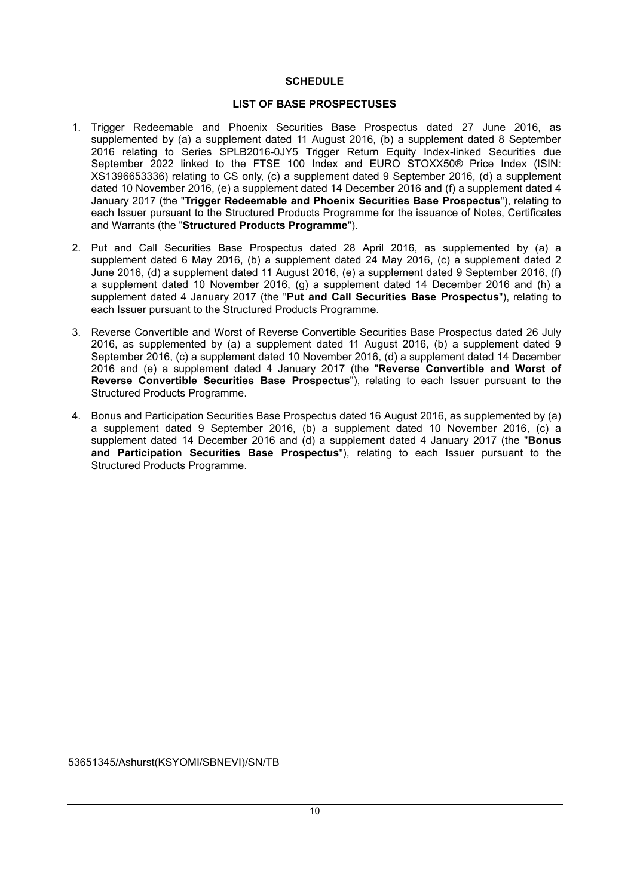## SCHEDULE

## LIST OF BASE PROSPECTUSES

1. Trigger Redeemable and Phoenix Securities Base Prospectus dated 27 June 2016, as supplemented by (a) a supplement dated 11 August 2016, (b) a supplement dated 8 September 2016 relating to Series SPLB2016-0JY5 Trigger Return Equity Index-linked Securities due September 2022 linked to the FTSE 100 Index and EURO STOXX50® Price Index (ISIN: XS1396653336) relating to CS only, (c) a supplement dated 9 September 2016, (d) a supplement dated 10 November 2016, (e) a supplement dated 14 December 2016 and (f) a supplement dated 4 January 2017 (the "**Trigger Redeemable and Phoenix Securities Base Prospectus**"), relating to each Issuer pursuant to the Structured Products Programme for the issuance of Notes, Certificates and Warrants (the "**Structured Products Programme**").

2. Put and Call Securities Base Prospectus dated 28 April 2016, as supplemented by (a) a supplement dated 6 May 2016, (b) a supplement dated 24 May 2016, (c) a supplement dated 2 June 2016, (d) a supplement dated 11 August 2016, (e) a supplement dated 9 September 2016, (f) a supplement dated 10 November 2016, (g) a supplement dated 14 December 2016 and (h) a supplement dated 4 January 2017 (the "**Put and Call Securities Base Prospectus**"), relating to each Issuer pursuant to the Structured Products Programme.

3. Reverse Convertible and Worst of Reverse Convertible Securities Base Prospectus dated 26 July 2016, as supplemented by (a) a supplement dated 11 August 2016, (b) a supplement dated 9 September 2016, (c) a supplement dated 10 November 2016, (d) a supplement dated 14 December 2016 and (e) a supplement dated 4 January 2017 (the "**Reverse Convertible and Worst of Reverse Convertible Securities Base Prospectus**"), relating to each Issuer pursuant to the Structured Products Programme.

4. Bonus and Participation Securities Base Prospectus dated 16 August 2016, as supplemented by (a) a supplement dated 9 September 2016, (b) a supplement dated 10 November 2016, (c) a supplement dated 14 December 2016 and (d) a supplement dated 4 January 2017 (the "**Bonus and Participation Securities Base Prospectus**"), relating to each Issuer pursuant to the Structured Products Programme.

53651345/Ashurst(KSYOMI/SBNEVI)/SN/TB